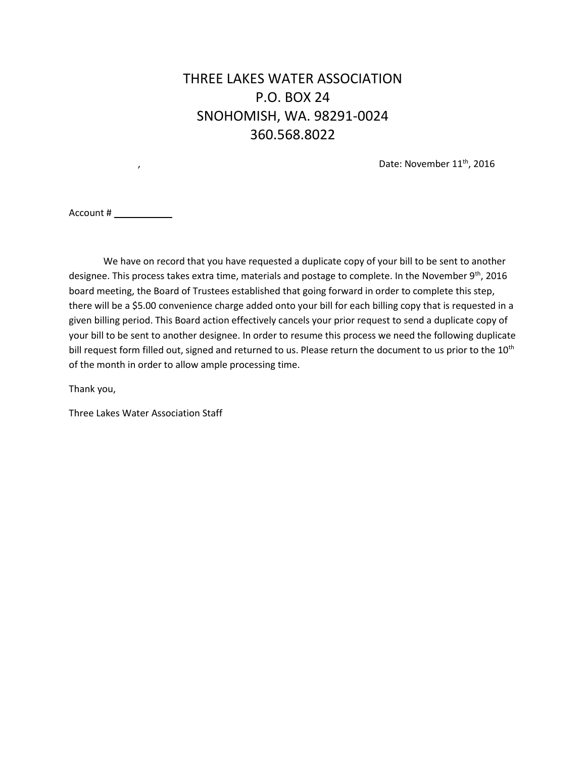# THREE LAKES WATER ASSOCIATION
P.O. BOX 24
SNOHOMISH, WA. 98291-0024
360.568.8022

,

Date: November 11th, 2016

Account # ___________

We have on record that you have requested a duplicate copy of your bill to be sent to another designee. This process takes extra time, materials and postage to complete. In the November 9th, 2016 board meeting, the Board of Trustees established that going forward in order to complete this step, there will be a $5.00 convenience charge added onto your bill for each billing copy that is requested in a given billing period. This Board action effectively cancels your prior request to send a duplicate copy of your bill to be sent to another designee. In order to resume this process we need the following duplicate bill request form filled out, signed and returned to us. Please return the document to us prior to the 10th of the month in order to allow ample processing time.

Thank you,

Three Lakes Water Association Staff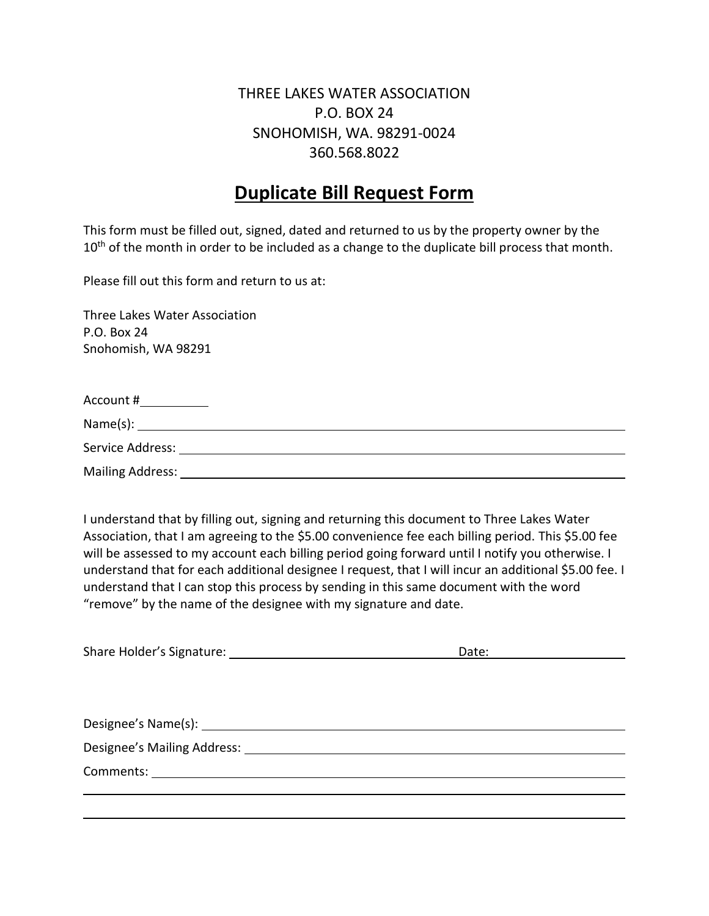THREE LAKES WATER ASSOCIATION
P.O. BOX 24
SNOHOMISH, WA. 98291-0024
360.568.8022

# Duplicate Bill Request Form

This form must be filled out, signed, dated and returned to us by the property owner by the 10th of the month in order to be included as a change to the duplicate bill process that month.

Please fill out this form and return to us at:

Three Lakes Water Association
P.O. Box 24
Snohomish, WA 98291

Account # __________

Name(s): ____________________________________________

Service Address: ____________________________________________

Mailing Address: ____________________________________________

I understand that by filling out, signing and returning this document to Three Lakes Water Association, that I am agreeing to the $5.00 convenience fee each billing period. This $5.00 fee will be assessed to my account each billing period going forward until I notify you otherwise. I understand that for each additional designee I request, that I will incur an additional $5.00 fee. I understand that I can stop this process by sending in this same document with the word "remove" by the name of the designee with my signature and date.

Share Holder's Signature: ______________________________ Date: ________________

Designee's Name(s): ____________________________________________

Designee's Mailing Address: ____________________________________________

Comments: ____________________________________________

____________________________________________

____________________________________________